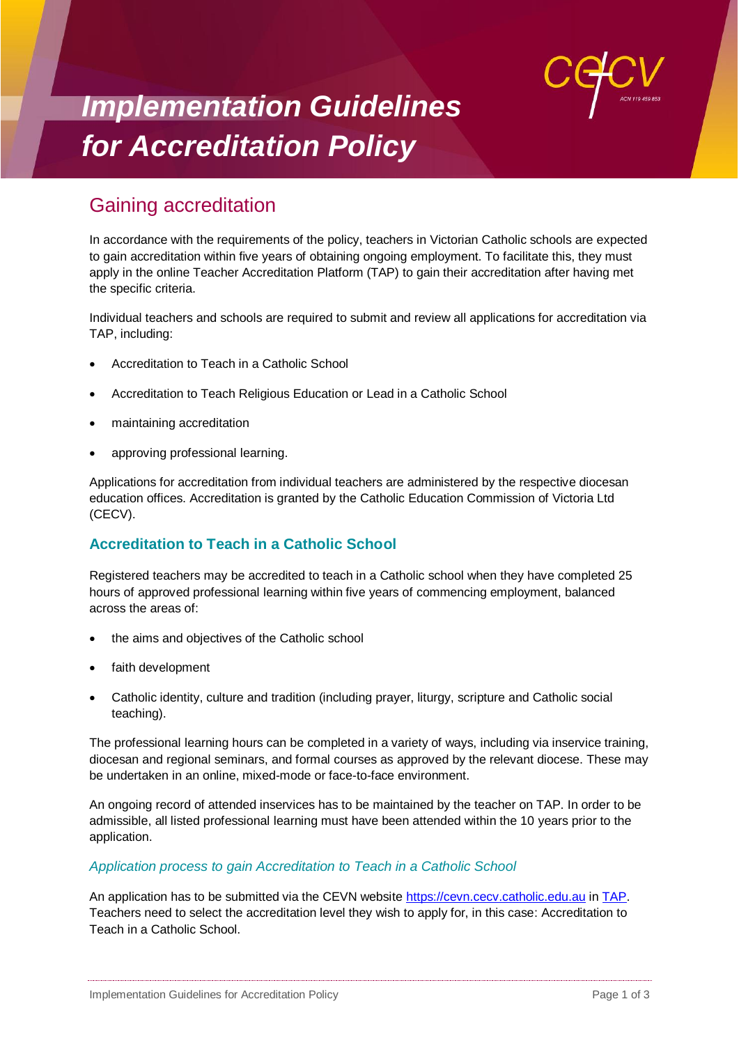# Implementation Guidelines for Accreditation Policy

## Gaining accreditation

In accordance with the requirements of the policy, teachers in Victorian Catholic schools are expected to gain accreditation within five years of obtaining ongoing employment. To facilitate this, they must apply in the online Teacher Accreditation Platform (TAP) to gain their accreditation after having met the specific criteria.

Individual teachers and schools are required to submit and review all applications for accreditation via TAP, including:

- Accreditation to Teach in a Catholic School
- Accreditation to Teach Religious Education or Lead in a Catholic School
- maintaining accreditation
- approving professional learning.

Applications for accreditation from individual teachers are administered by the respective diocesan education offices. Accreditation is granted by the Catholic Education Commission of Victoria Ltd (CECV).

### Accreditation to Teach in a Catholic School

Registered teachers may be accredited to teach in a Catholic school when they have completed 25 hours of approved professional learning within five years of commencing employment, balanced across the areas of:

- the aims and objectives of the Catholic school
- faith development
- Catholic identity, culture and tradition (including prayer, liturgy, scripture and Catholic social teaching).

The professional learning hours can be completed in a variety of ways, including via inservice training, diocesan and regional seminars, and formal courses as approved by the relevant diocese. These may be undertaken in an online, mixed-mode or face-to-face environment.

An ongoing record of attended inservices has to be maintained by the teacher on TAP. In order to be admissible, all listed professional learning must have been attended within the 10 years prior to the application.

#### *Application process to gain Accreditation to Teach in a Catholic School*

An application has to be submitted via the CEVN website [https://cevn.cecv.catholic.edu.au](https://cevn.cecv.catholic.edu.au) in TAP. Teachers need to select the accreditation level they wish to apply for, in this case: Accreditation to Teach in a Catholic School.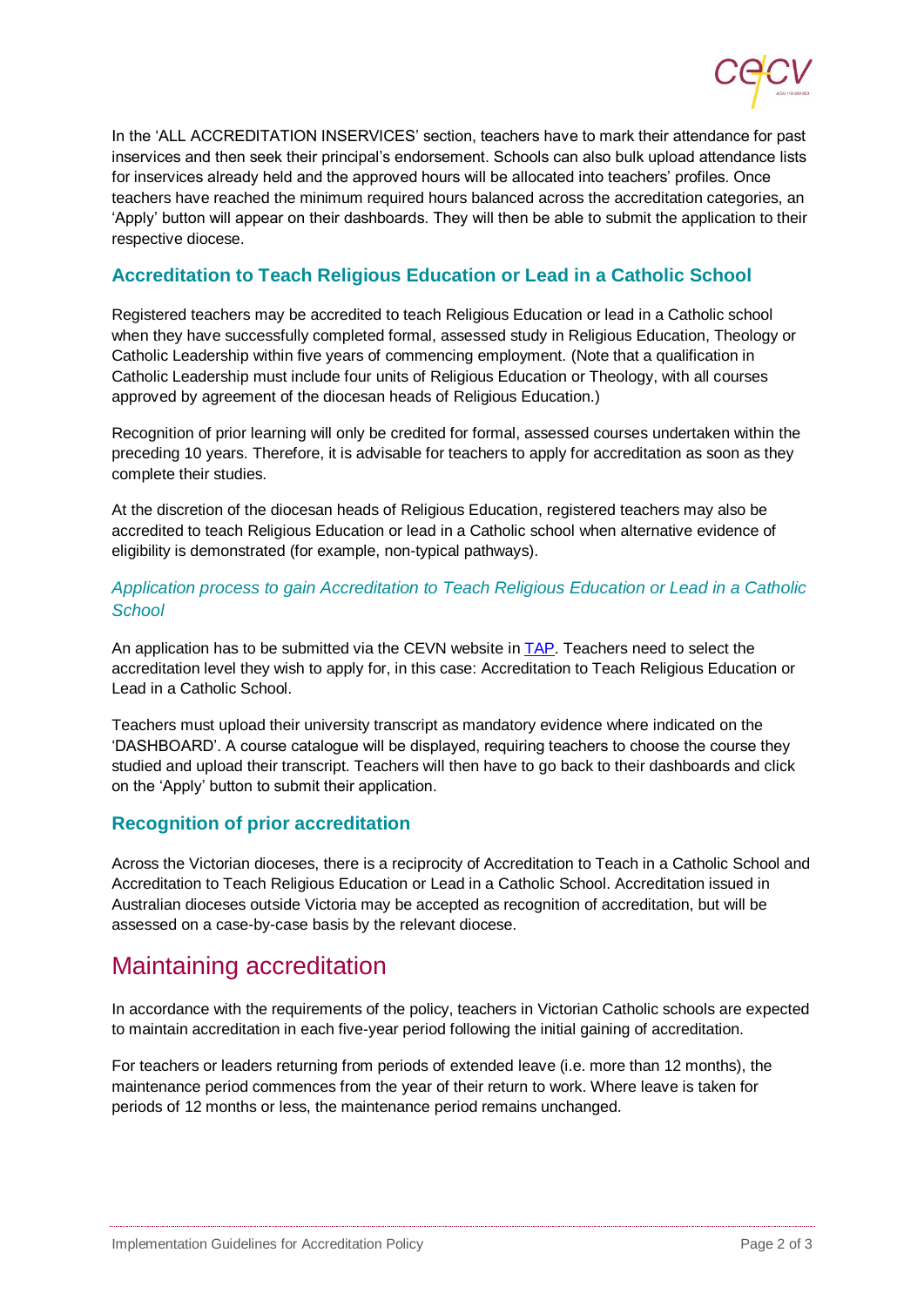In the 'ALL ACCREDITATION INSERVICES' section, teachers have to mark their attendance for past inservices and then seek their principal's endorsement. Schools can also bulk upload attendance lists for inservices already held and the approved hours will be allocated into teachers' profiles. Once teachers have reached the minimum required hours balanced across the accreditation categories, an 'Apply' button will appear on their dashboards. They will then be able to submit the application to their respective diocese.

### Accreditation to Teach Religious Education or Lead in a Catholic School

Registered teachers may be accredited to teach Religious Education or lead in a Catholic school when they have successfully completed formal, assessed study in Religious Education, Theology or Catholic Leadership within five years of commencing employment. (Note that a qualification in Catholic Leadership must include four units of Religious Education or Theology, with all courses approved by agreement of the diocesan heads of Religious Education.)

Recognition of prior learning will only be credited for formal, assessed courses undertaken within the preceding 10 years. Therefore, it is advisable for teachers to apply for accreditation as soon as they complete their studies.

At the discretion of the diocesan heads of Religious Education, registered teachers may also be accredited to teach Religious Education or lead in a Catholic school when alternative evidence of eligibility is demonstrated (for example, non-typical pathways).

#### *Application process to gain Accreditation to Teach Religious Education or Lead in a Catholic School*

An application has to be submitted via the CEVN website in [TAP](). Teachers need to select the accreditation level they wish to apply for, in this case: Accreditation to Teach Religious Education or Lead in a Catholic School.

Teachers must upload their university transcript as mandatory evidence where indicated on the 'DASHBOARD'. A course catalogue will be displayed, requiring teachers to choose the course they studied and upload their transcript. Teachers will then have to go back to their dashboards and click on the 'Apply' button to submit their application.

### Recognition of prior accreditation

Across the Victorian dioceses, there is a reciprocity of Accreditation to Teach in a Catholic School and Accreditation to Teach Religious Education or Lead in a Catholic School. Accreditation issued in Australian dioceses outside Victoria may be accepted as recognition of accreditation, but will be assessed on a case-by-case basis by the relevant diocese.

## Maintaining accreditation

In accordance with the requirements of the policy, teachers in Victorian Catholic schools are expected to maintain accreditation in each five-year period following the initial gaining of accreditation.

For teachers or leaders returning from periods of extended leave (i.e. more than 12 months), the maintenance period commences from the year of their return to work. Where leave is taken for periods of 12 months or less, the maintenance period remains unchanged.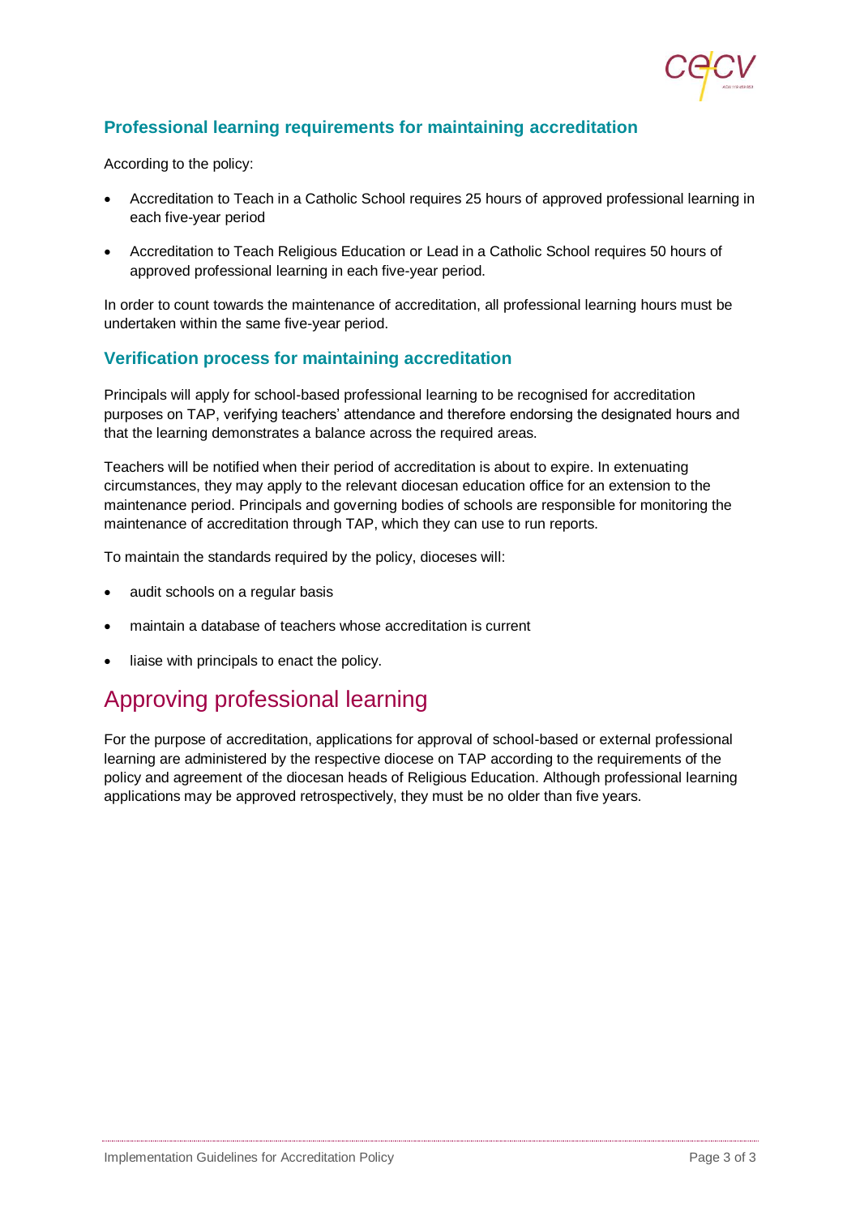### Professional learning requirements for maintaining accreditation

According to the policy:

- Accreditation to Teach in a Catholic School requires 25 hours of approved professional learning in each five-year period
- Accreditation to Teach Religious Education or Lead in a Catholic School requires 50 hours of approved professional learning in each five-year period.

In order to count towards the maintenance of accreditation, all professional learning hours must be undertaken within the same five-year period.

### Verification process for maintaining accreditation

Principals will apply for school-based professional learning to be recognised for accreditation purposes on TAP, verifying teachers' attendance and therefore endorsing the designated hours and that the learning demonstrates a balance across the required areas.

Teachers will be notified when their period of accreditation is about to expire. In extenuating circumstances, they may apply to the relevant diocesan education office for an extension to the maintenance period. Principals and governing bodies of schools are responsible for monitoring the maintenance of accreditation through TAP, which they can use to run reports.

To maintain the standards required by the policy, dioceses will:

- audit schools on a regular basis
- maintain a database of teachers whose accreditation is current
- liaise with principals to enact the policy.

## Approving professional learning

For the purpose of accreditation, applications for approval of school-based or external professional learning are administered by the respective diocese on TAP according to the requirements of the policy and agreement of the diocesan heads of Religious Education. Although professional learning applications may be approved retrospectively, they must be no older than five years.